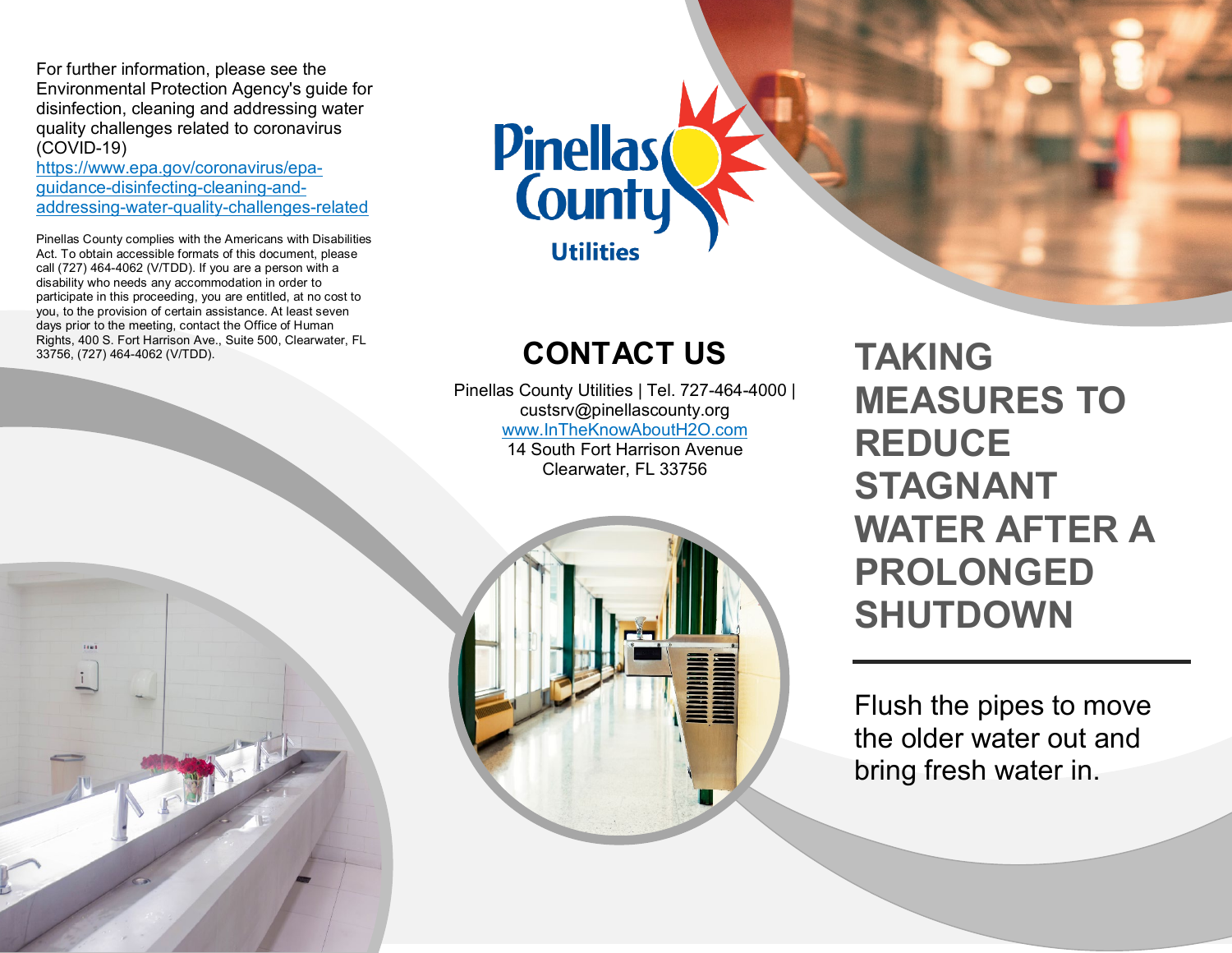For further information, please see the Environmental Protection Agency's guide for disinfection, cleaning and addressing water quality challenges related to coronavirus (COVID-19)
https://www.epa.gov/coronavirus/epa-guidance-disinfecting-cleaning-and-addressing-water-quality-challenges-related

Pinellas County complies with the Americans with Disabilities Act. To obtain accessible formats of this document, please call (727) 464-4062 (V/TDD). If you are a person with a disability who needs any accommodation in order to participate in this proceeding, you are entitled, at no cost to you, to the provision of certain assistance. At least seven days prior to the meeting, contact the Office of Human Rights, 400 S. Fort Harrison Ave., Suite 500, Clearwater, FL 33756, (727) 464-4062 (V/TDD).

Pinellas County Utilities

## CONTACT US

Pinellas County Utilities | Tel. 727-464-4000 | custsrv@pinellascounty.org
www.InTheKnowAboutH2O.com
14 South Fort Harrison Avenue
Clearwater, FL 33756

# TAKING MEASURES TO REDUCE STAGNANT WATER AFTER A PROLONGED SHUTDOWN

Flush the pipes to move the older water out and bring fresh water in.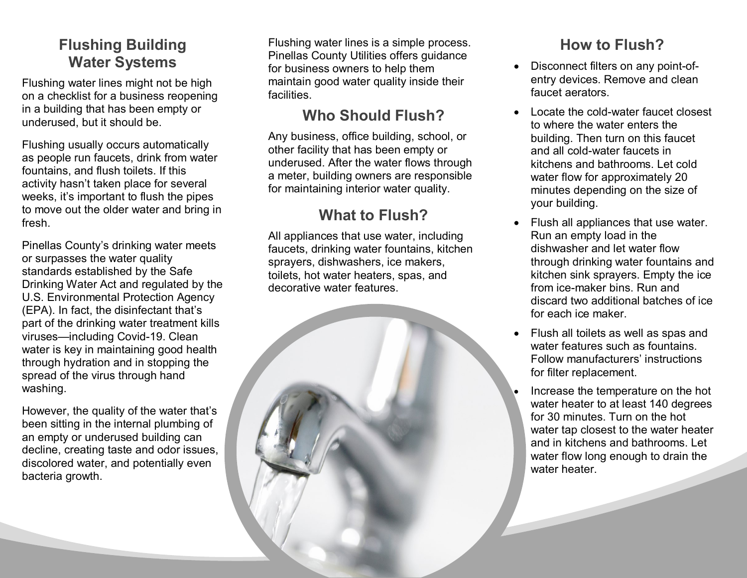## Flushing Building Water Systems

Flushing water lines might not be high on a checklist for a business reopening in a building that has been empty or underused, but it should be.

Flushing usually occurs automatically as people run faucets, drink from water fountains, and flush toilets. If this activity hasn't taken place for several weeks, it's important to flush the pipes to move out the older water and bring in fresh.

Pinellas County's drinking water meets or surpasses the water quality standards established by the Safe Drinking Water Act and regulated by the U.S. Environmental Protection Agency (EPA). In fact, the disinfectant that's part of the drinking water treatment kills viruses—including Covid-19. Clean water is key in maintaining good health through hydration and in stopping the spread of the virus through hand washing.

However, the quality of the water that's been sitting in the internal plumbing of an empty or underused building can decline, creating taste and odor issues, discolored water, and potentially even bacteria growth.

Flushing water lines is a simple process. Pinellas County Utilities offers guidance for business owners to help them maintain good water quality inside their facilities.

## Who Should Flush?

Any business, office building, school, or other facility that has been empty or underused. After the water flows through a meter, building owners are responsible for maintaining interior water quality.

## What to Flush?

All appliances that use water, including faucets, drinking water fountains, kitchen sprayers, dishwashers, ice makers, toilets, hot water heaters, spas, and decorative water features.

## How to Flush?

- Disconnect filters on any point-of-entry devices. Remove and clean faucet aerators.
- Locate the cold-water faucet closest to where the water enters the building. Then turn on this faucet and all cold-water faucets in kitchens and bathrooms. Let cold water flow for approximately 20 minutes depending on the size of your building.
- Flush all appliances that use water. Run an empty load in the dishwasher and let water flow through drinking water fountains and kitchen sink sprayers. Empty the ice from ice-maker bins. Run and discard two additional batches of ice for each ice maker.
- Flush all toilets as well as spas and water features such as fountains. Follow manufacturers' instructions for filter replacement.
- Increase the temperature on the hot water heater to at least 140 degrees for 30 minutes. Turn on the hot water tap closest to the water heater and in kitchens and bathrooms. Let water flow long enough to drain the water heater.